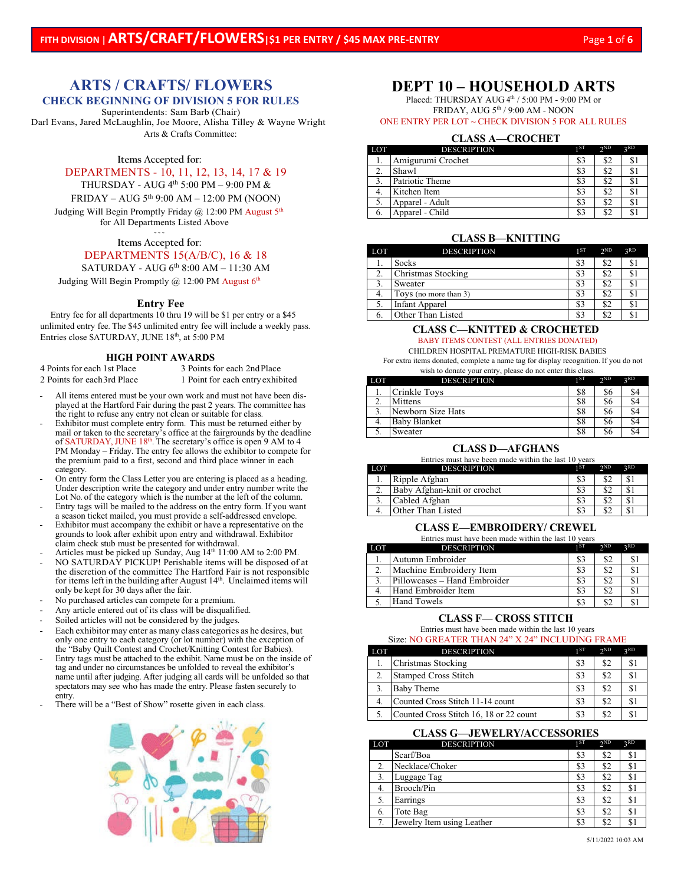# ARTS / CRAFTS/ FLOWERS

## CHECK BEGINNING OF DIVISION 5 FOR RULES

Superintendents: Sam Barb (Chair)
Darl Evans, Jared McLaughlin, Joe Moore, Alisha Tilley & Wayne Wright
Arts & Crafts Committee:

Items Accepted for:
DEPARTMENTS - 10, 11, 12, 13, 14, 17 & 19
THURSDAY - AUG 4th 5:00 PM – 9:00 PM &
FRIDAY – AUG 5th 9:00 AM – 12:00 PM (NOON)
Judging Will Begin Promptly Friday @ 12:00 PM August 5th
for All Departments Listed Above

Items Accepted for:
DEPARTMENTS 15(A/B/C), 16 & 18
SATURDAY - AUG 6th 8:00 AM – 11:30 AM
Judging Will Begin Promptly @ 12:00 PM August 6th

### Entry Fee

Entry fee for all departments 10 thru 19 will be $1 per entry or a $45 unlimited entry fee. The $45 unlimited entry fee will include a weekly pass. Entries close SATURDAY, JUNE 18th, at 5:00 PM

### HIGH POINT AWARDS

4 Points for each 1st Place
3 Points for each 2nd Place
2 Points for each 3rd Place
1 Point for each entry exhibited

- All items entered must be your own work and must not have been displayed at the Hartford Fair during the past 2 years. The committee has the right to refuse any entry not clean or suitable for class.
- Exhibitor must complete entry form. This must be returned either by mail or taken to the secretary's office at the fairgrounds by the deadline of SATURDAY, JUNE 18th. The secretary's office is open 9 AM to 4 PM Monday – Friday. The entry fee allows the exhibitor to compete for the premium paid to a first, second and third place winner in each category.
- On entry form the Class Letter you are entering is placed as a heading. Under description write the category and under entry number write the Lot No. of the category which is the number at the left of the column.
- Entry tags will be mailed to the address on the entry form. If you want a season ticket mailed, you must provide a self-addressed envelope.
- Exhibitor must accompany the exhibit or have a representative on the grounds to look after exhibit upon entry and withdrawal. Exhibitor claim check stub must be presented for withdrawal.
- Articles must be picked up Sunday, Aug 14th 11:00 AM to 2:00 PM.
- NO SATURDAY PICKUP! Perishable items will be disposed of at the discretion of the committee The Hartford Fair is not responsible for items left in the building after August 14th. Unclaimed items will only be kept for 30 days after the fair.
- No purchased articles can compete for a premium.
- Any article entered out of its class will be disqualified.
- Soiled articles will not be considered by the judges.
- Each exhibitor may enter as many class categories as he desires, but only one entry to each category (or lot number) with the exception of the "Baby Quilt Contest and Crochet/Knitting Contest for Babies).
- Entry tags must be attached to the exhibit. Name must be on the inside of tag and under no circumstances be unfolded to reveal the exhibitor's name until after judging. After judging all cards will be unfolded so that spectators may see who has made the entry. Please fasten securely to entry.
- There will be a "Best of Show" rosette given in each class.

# DEPT 10 – HOUSEHOLD ARTS

Placed: THURSDAY AUG 4th / 5:00 PM - 9:00 PM or
FRIDAY, AUG 5th / 9:00 AM - NOON
ONE ENTRY PER LOT ~ CHECK DIVISION 5 FOR ALL RULES

### CLASS A—CROCHET

| LOT | DESCRIPTION | 1ST | 2ND | 3RD |
|---|---|---|---|---|
| 1. | Amigurumi Crochet | $3 | $2 | $1 |
| 2. | Shawl | $3 | $2 | $1 |
| 3. | Patriotic Theme | $3 | $2 | $1 |
| 4. | Kitchen Item | $3 | $2 | $1 |
| 5. | Apparel - Adult | $3 | $2 | $1 |
| 6. | Apparel - Child | $3 | $2 | $1 |

### CLASS B—KNITTING

| LOT | DESCRIPTION | 1ST | 2ND | 3RD |
|---|---|---|---|---|
| 1. | Socks | $3 | $2 | $1 |
| 2. | Christmas Stocking | $3 | $2 | $1 |
| 3. | Sweater | $3 | $2 | $1 |
| 4. | Toys (no more than 3) | $3 | $2 | $1 |
| 5. | Infant Apparel | $3 | $2 | $1 |
| 6. | Other Than Listed | $3 | $2 | $1 |

### CLASS C—KNITTED & CROCHETED

BABY ITEMS CONTEST (ALL ENTRIES DONATED)
CHILDREN HOSPITAL PREMATURE HIGH-RISK BABIES
For extra items donated, complete a name tag for display recognition. If you do not wish to donate your entry, please do not enter this class.

| LOT | DESCRIPTION | 1ST | 2ND | 3RD |
|---|---|---|---|---|
| 1. | Crinkle Toys | $8 | $6 | $4 |
| 2. | Mittens | $8 | $6 | $4 |
| 3. | Newborn Size Hats | $8 | $6 | $4 |
| 4. | Baby Blanket | $8 | $6 | $4 |
| 5. | Sweater | $8 | $6 | $4 |

### CLASS D—AFGHANS

Entries must have been made within the last 10 years

| LOT | DESCRIPTION | 1ST | 2ND | 3RD |
|---|---|---|---|---|
| 1. | Ripple Afghan | $3 | $2 | $1 |
| 2. | Baby Afghan-knit or crochet | $3 | $2 | $1 |
| 3. | Cabled Afghan | $3 | $2 | $1 |
| 4. | Other Than Listed | $3 | $2 | $1 |

### CLASS E—EMBROIDERY/ CREWEL

Entries must have been made within the last 10 years

| LOT | DESCRIPTION | 1ST | 2ND | 3RD |
|---|---|---|---|---|
| 1. | Autumn Embroider | $3 | $2 | $1 |
| 2. | Machine Embroidery Item | $3 | $2 | $1 |
| 3. | Pillowcases – Hand Embroider | $3 | $2 | $1 |
| 4. | Hand Embroider Item | $3 | $2 | $1 |
| 5. | Hand Towels | $3 | $2 | $1 |

### CLASS F— CROSS STITCH

Entries must have been made within the last 10 years
Size: NO GREATER THAN 24" X 24" INCLUDING FRAME

| LOT | DESCRIPTION | 1ST | 2ND | 3RD |
|---|---|---|---|---|
| 1. | Christmas Stocking | $3 | $2 | $1 |
| 2. | Stamped Cross Stitch | $3 | $2 | $1 |
| 3. | Baby Theme | $3 | $2 | $1 |
| 4. | Counted Cross Stitch 11-14 count | $3 | $2 | $1 |
| 5. | Counted Cross Stitch 16, 18 or 22 count | $3 | $2 | $1 |

### CLASS G—JEWELRY/ACCESSORIES

| LOT | DESCRIPTION | 1ST | 2ND | 3RD |
|---|---|---|---|---|
| | Scarf/Boa | $3 | $2 | $1 |
| 2. | Necklace/Choker | $3 | $2 | $1 |
| 3. | Luggage Tag | $3 | $2 | $1 |
| 4. | Brooch/Pin | $3 | $2 | $1 |
| 5. | Earrings | $3 | $2 | $1 |
| 6. | Tote Bag | $3 | $2 | $1 |
| 7. | Jewelry Item using Leather | $3 | $2 | $1 |

5/11/2022 10:03 AM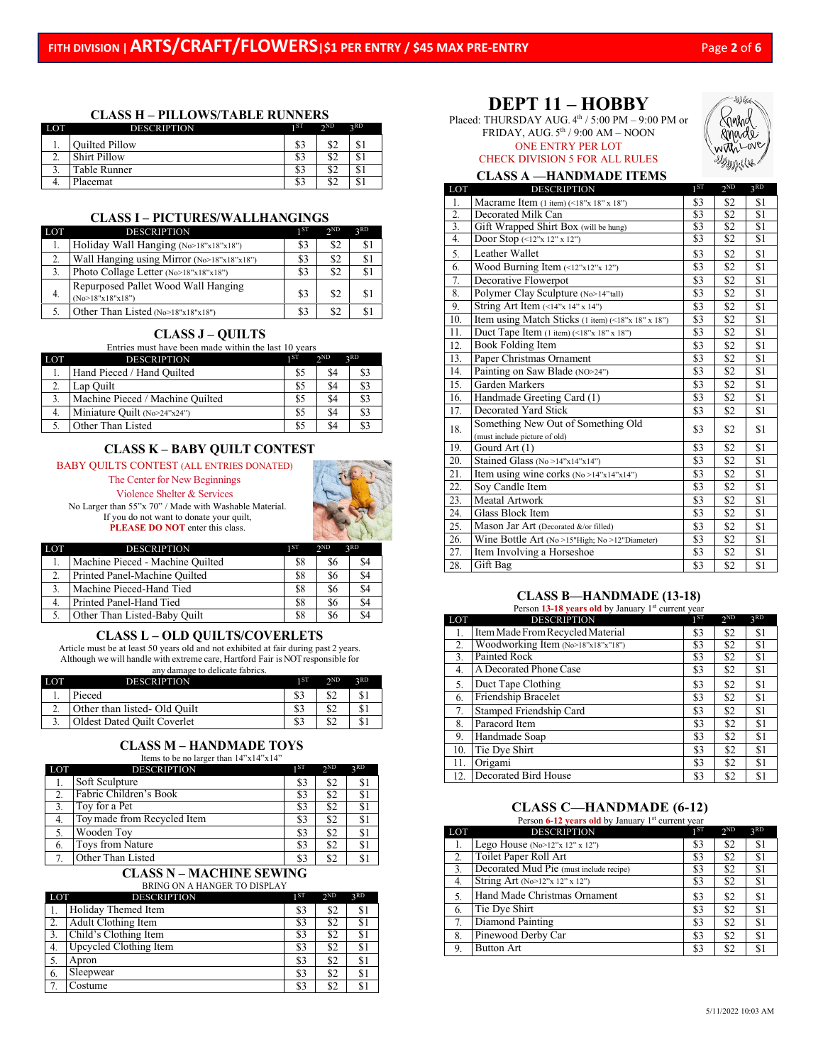# FITH DIVISION | ARTS/CRAFT/FLOWERS | $1 PER ENTRY / $45 MAX PRE-ENTRY

## CLASS H – PILLOWS/TABLE RUNNERS

| LOT | DESCRIPTION | 1ST | 2ND | 3RD |
|---|---|---|---|---|
| 1. | Quilted Pillow | $3 | $2 | $1 |
| 2. | Shirt Pillow | $3 | $2 | $1 |
| 3. | Table Runner | $3 | $2 | $1 |
| 4. | Placemat | $3 | $2 | $1 |

## CLASS I – PICTURES/WALLHANGINGS

| LOT | DESCRIPTION | 1ST | 2ND | 3RD |
|---|---|---|---|---|
| 1. | Holiday Wall Hanging (No>18"x18"x18") | $3 | $2 | $1 |
| 2. | Wall Hanging using Mirror (No>18"x18"x18") | $3 | $2 | $1 |
| 3. | Photo Collage Letter (No>18"x18"x18") | $3 | $2 | $1 |
| 4. | Repurposed Pallet Wood Wall Hanging (No>18"x18"x18") | $3 | $2 | $1 |
| 5. | Other Than Listed (No>18"x18"x18") | $3 | $2 | $1 |

## CLASS J – QUILTS

Entries must have been made within the last 10 years

| LOT | DESCRIPTION | 1ST | 2ND | 3RD |
|---|---|---|---|---|
| 1. | Hand Pieced / Hand Quilted | $5 | $4 | $3 |
| 2. | Lap Quilt | $5 | $4 | $3 |
| 3. | Machine Pieced / Machine Quilted | $5 | $4 | $3 |
| 4. | Miniature Quilt (No>24"x24") | $5 | $4 | $3 |
| 5. | Other Than Listed | $5 | $4 | $3 |

## CLASS K – BABY QUILT CONTEST

BABY QUILTS CONTEST (ALL ENTRIES DONATED)

The Center for New Beginnings

Violence Shelter & Services

No Larger than 55"x 70" / Made with Washable Material.
If you do not want to donate your quilt,
**PLEASE DO NOT** enter this class.

| LOT | DESCRIPTION | 1ST | 2ND | 3RD |
|---|---|---|---|---|
| 1. | Machine Pieced - Machine Quilted | $8 | $6 | $4 |
| 2. | Printed Panel-Machine Quilted | $8 | $6 | $4 |
| 3. | Machine Pieced-Hand Tied | $8 | $6 | $4 |
| 4. | Printed Panel-Hand Tied | $8 | $6 | $4 |
| 5. | Other Than Listed-Baby Quilt | $8 | $6 | $4 |

## CLASS L – OLD QUILTS/COVERLETS

Article must be at least 50 years old and not exhibited at fair during past 2 years. Although we will handle with extreme care, Hartford Fair is NOT responsible for any damage to delicate fabrics.

| LOT | DESCRIPTION | 1ST | 2ND | 3RD |
|---|---|---|---|---|
| 1. | Pieced | $3 | $2 | $1 |
| 2. | Other than listed- Old Quilt | $3 | $2 | $1 |
| 3. | Oldest Dated Quilt Coverlet | $3 | $2 | $1 |

## CLASS M – HANDMADE TOYS

Items to be no larger than 14"x14"x14"

| LOT | DESCRIPTION | 1ST | 2ND | 3RD |
|---|---|---|---|---|
| 1. | Soft Sculpture | $3 | $2 | $1 |
| 2. | Fabric Children's Book | $3 | $2 | $1 |
| 3. | Toy for a Pet | $3 | $2 | $1 |
| 4. | Toy made from Recycled Item | $3 | $2 | $1 |
| 5. | Wooden Toy | $3 | $2 | $1 |
| 6. | Toys from Nature | $3 | $2 | $1 |
| 7. | Other Than Listed | $3 | $2 | $1 |

## CLASS N – MACHINE SEWING

BRING ON A HANGER TO DISPLAY

| LOT | DESCRIPTION | 1ST | 2ND | 3RD |
|---|---|---|---|---|
| 1. | Holiday Themed Item | $3 | $2 | $1 |
| 2. | Adult Clothing Item | $3 | $2 | $1 |
| 3. | Child's Clothing Item | $3 | $2 | $1 |
| 4. | Upcycled Clothing Item | $3 | $2 | $1 |
| 5. | Apron | $3 | $2 | $1 |
| 6. | Sleepwear | $3 | $2 | $1 |
| 7. | Costume | $3 | $2 | $1 |

# DEPT 11 – HOBBY

Placed: THURSDAY AUG. 4th / 5:00 PM – 9:00 PM or FRIDAY, AUG. 5th / 9:00 AM – NOON

ONE ENTRY PER LOT

CHECK DIVISION 5 FOR ALL RULES

## CLASS A —HANDMADE ITEMS

| LOT | DESCRIPTION | 1ST | 2ND | 3RD |
|---|---|---|---|---|
| 1. | Macrame Item (1 item) (<18"x 18" x 18") | $3 | $2 | $1 |
| 2. | Decorated Milk Can | $3 | $2 | $1 |
| 3. | Gift Wrapped Shirt Box (will be hung) | $3 | $2 | $1 |
| 4. | Door Stop (<12"x 12" x 12") | $3 | $2 | $1 |
| 5. | Leather Wallet | $3 | $2 | $1 |
| 6. | Wood Burning Item (<12"x12"x 12") | $3 | $2 | $1 |
| 7. | Decorative Flowerpot | $3 | $2 | $1 |
| 8. | Polymer Clay Sculpture (No>14"tall) | $3 | $2 | $1 |
| 9. | String Art Item (<14"x 14" x 14") | $3 | $2 | $1 |
| 10. | Item using Match Sticks (1 item) (<18"x 18" x 18") | $3 | $2 | $1 |
| 11. | Duct Tape Item (1 item) (<18"x 18" x 18") | $3 | $2 | $1 |
| 12. | Book Folding Item | $3 | $2 | $1 |
| 13. | Paper Christmas Ornament | $3 | $2 | $1 |
| 14. | Painting on Saw Blade (NO>24") | $3 | $2 | $1 |
| 15. | Garden Markers | $3 | $2 | $1 |
| 16. | Handmade Greeting Card (1) | $3 | $2 | $1 |
| 17. | Decorated Yard Stick | $3 | $2 | $1 |
| 18. | Something New Out of Something Old (must include picture of old) | $3 | $2 | $1 |
| 19. | Gourd Art (1) | $3 | $2 | $1 |
| 20. | Stained Glass (No >14"x14"x14") | $3 | $2 | $1 |
| 21. | Item using wine corks (No >14"x14"x14") | $3 | $2 | $1 |
| 22. | Soy Candle Item | $3 | $2 | $1 |
| 23. | Meatal Artwork | $3 | $2 | $1 |
| 24. | Glass Block Item | $3 | $2 | $1 |
| 25. | Mason Jar Art (Decorated &/or filled) | $3 | $2 | $1 |
| 26. | Wine Bottle Art (No >15"High; No >12"Diameter) | $3 | $2 | $1 |
| 27. | Item Involving a Horseshoe | $3 | $2 | $1 |
| 28. | Gift Bag | $3 | $2 | $1 |

## CLASS B—HANDMADE (13-18)

Person **13-18 years old** by January 1st current year

| LOT | DESCRIPTION | 1ST | 2ND | 3RD |
|---|---|---|---|---|
| 1. | Item Made From Recycled Material | $3 | $2 | $1 |
| 2. | Woodworking Item (No>18"x18"x"18") | $3 | $2 | $1 |
| 3. | Painted Rock | $3 | $2 | $1 |
| 4. | A Decorated Phone Case | $3 | $2 | $1 |
| 5. | Duct Tape Clothing | $3 | $2 | $1 |
| 6. | Friendship Bracelet | $3 | $2 | $1 |
| 7. | Stamped Friendship Card | $3 | $2 | $1 |
| 8. | Paracord Item | $3 | $2 | $1 |
| 9. | Handmade Soap | $3 | $2 | $1 |
| 10. | Tie Dye Shirt | $3 | $2 | $1 |
| 11. | Origami | $3 | $2 | $1 |
| 12. | Decorated Bird House | $3 | $2 | $1 |

## CLASS C—HANDMADE (6-12)

Person **6-12 years old** by January 1st current year

| LOT | DESCRIPTION | 1ST | 2ND | 3RD |
|---|---|---|---|---|
| 1. | Lego House (No>12"x 12" x 12") | $3 | $2 | $1 |
| 2. | Toilet Paper Roll Art | $3 | $2 | $1 |
| 3. | Decorated Mud Pie (must include recipe) | $3 | $2 | $1 |
| 4. | String Art (No>12"x 12" x 12") | $3 | $2 | $1 |
| 5. | Hand Made Christmas Ornament | $3 | $2 | $1 |
| 6. | Tie Dye Shirt | $3 | $2 | $1 |
| 7. | Diamond Painting | $3 | $2 | $1 |
| 8. | Pinewood Derby Car | $3 | $2 | $1 |
| 9. | Button Art | $3 | $2 | $1 |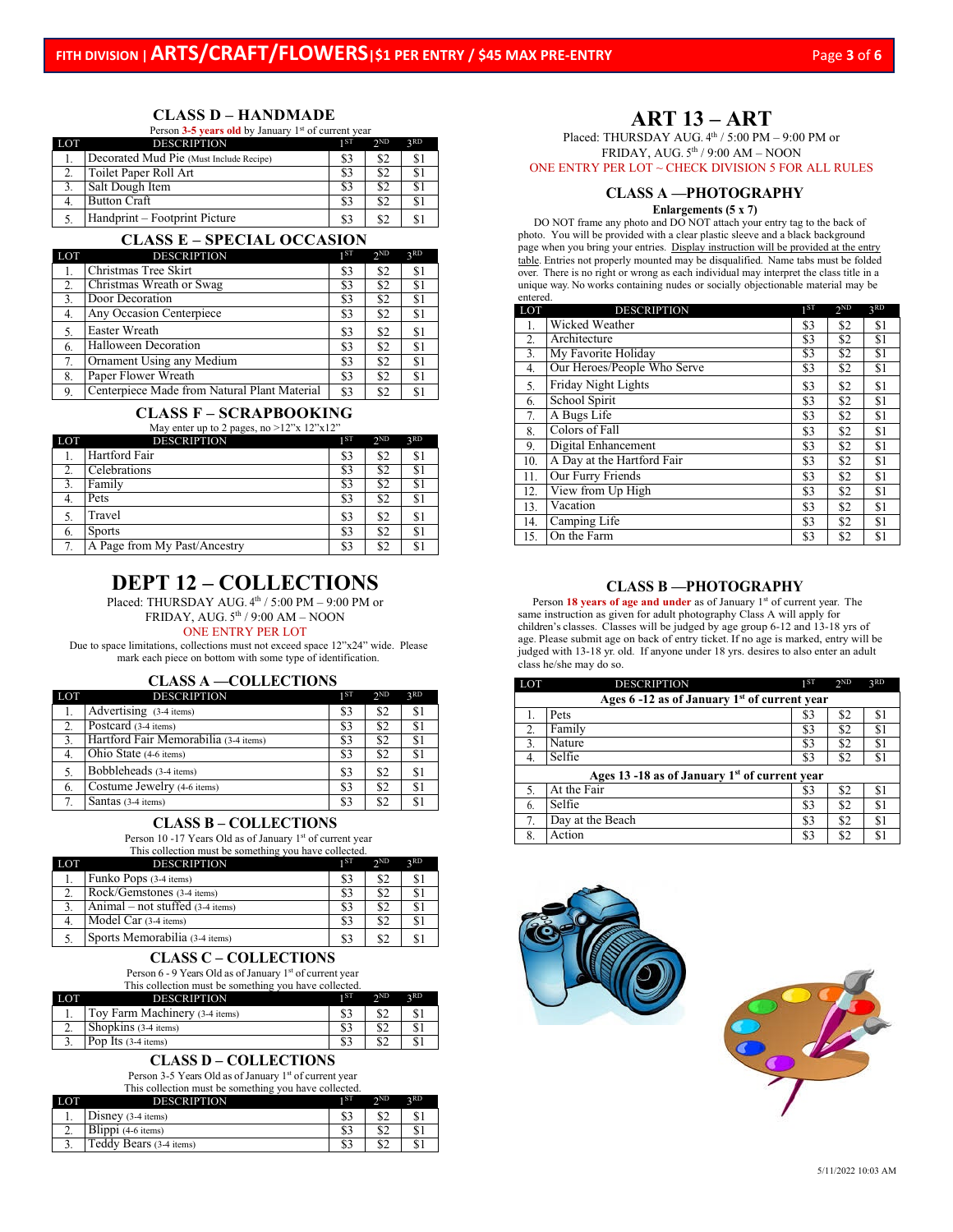## FITH DIVISION | ARTS/CRAFT/FLOWERS | $1 PER ENTRY / $45 MAX PRE-ENTRY

### CLASS D – HANDMADE

Person **3-5 years old** by January 1st of current year

| LOT | DESCRIPTION | 1ST | 2ND | 3RD |
|---|---|---|---|---|
| 1. | Decorated Mud Pie (Must Include Recipe) | $3 | $2 | $1 |
| 2. | Toilet Paper Roll Art | $3 | $2 | $1 |
| 3. | Salt Dough Item | $3 | $2 | $1 |
| 4. | Button Craft | $3 | $2 | $1 |
| 5. | Handprint – Footprint Picture | $3 | $2 | $1 |

### CLASS E – SPECIAL OCCASION

| LOT | DESCRIPTION | 1ST | 2ND | 3RD |
|---|---|---|---|---|
| 1. | Christmas Tree Skirt | $3 | $2 | $1 |
| 2. | Christmas Wreath or Swag | $3 | $2 | $1 |
| 3. | Door Decoration | $3 | $2 | $1 |
| 4. | Any Occasion Centerpiece | $3 | $2 | $1 |
| 5. | Easter Wreath | $3 | $2 | $1 |
| 6. | Halloween Decoration | $3 | $2 | $1 |
| 7. | Ornament Using any Medium | $3 | $2 | $1 |
| 8. | Paper Flower Wreath | $3 | $2 | $1 |
| 9. | Centerpiece Made from Natural Plant Material | $3 | $2 | $1 |

### CLASS F – SCRAPBOOKING

May enter up to 2 pages, no >12"x 12"x12"

| LOT | DESCRIPTION | 1ST | 2ND | 3RD |
|---|---|---|---|---|
| 1. | Hartford Fair | $3 | $2 | $1 |
| 2. | Celebrations | $3 | $2 | $1 |
| 3. | Family | $3 | $2 | $1 |
| 4. | Pets | $3 | $2 | $1 |
| 5. | Travel | $3 | $2 | $1 |
| 6. | Sports | $3 | $2 | $1 |
| 7. | A Page from My Past/Ancestry | $3 | $2 | $1 |

# DEPT 12 – COLLECTIONS

Placed: THURSDAY AUG. 4th / 5:00 PM – 9:00 PM or FRIDAY, AUG. 5th / 9:00 AM – NOON

ONE ENTRY PER LOT

Due to space limitations, collections must not exceed space 12"x24" wide. Please mark each piece on bottom with some type of identification.

### CLASS A —COLLECTIONS

| LOT | DESCRIPTION | 1ST | 2ND | 3RD |
|---|---|---|---|---|
| 1. | Advertising (3-4 items) | $3 | $2 | $1 |
| 2. | Postcard (3-4 items) | $3 | $2 | $1 |
| 3. | Hartford Fair Memorabilia (3-4 items) | $3 | $2 | $1 |
| 4. | Ohio State (4-6 items) | $3 | $2 | $1 |
| 5. | Bobbleheads (3-4 items) | $3 | $2 | $1 |
| 6. | Costume Jewelry (4-6 items) | $3 | $2 | $1 |
| 7. | Santas (3-4 items) | $3 | $2 | $1 |

### CLASS B – COLLECTIONS

Person 10 -17 Years Old as of January 1st of current year
This collection must be something you have collected.

| LOT | DESCRIPTION | 1ST | 2ND | 3RD |
|---|---|---|---|---|
| 1. | Funko Pops (3-4 items) | $3 | $2 | $1 |
| 2. | Rock/Gemstones (3-4 items) | $3 | $2 | $1 |
| 3. | Animal – not stuffed (3-4 items) | $3 | $2 | $1 |
| 4. | Model Car (3-4 items) | $3 | $2 | $1 |
| 5. | Sports Memorabilia (3-4 items) | $3 | $2 | $1 |

### CLASS C – COLLECTIONS

Person 6 - 9 Years Old as of January 1st of current year
This collection must be something you have collected.

| LOT | DESCRIPTION | 1ST | 2ND | 3RD |
|---|---|---|---|---|
| 1. | Toy Farm Machinery (3-4 items) | $3 | $2 | $1 |
| 2. | Shopkins (3-4 items) | $3 | $2 | $1 |
| 3. | Pop Its (3-4 items) | $3 | $2 | $1 |

### CLASS D – COLLECTIONS

Person 3-5 Years Old as of January 1st of current year
This collection must be something you have collected.

| LOT | DESCRIPTION | 1ST | 2ND | 3RD |
|---|---|---|---|---|
| 1. | Disney (3-4 items) | $3 | $2 | $1 |
| 2. | Blippi (4-6 items) | $3 | $2 | $1 |
| 3. | Teddy Bears (3-4 items) | $3 | $2 | $1 |

# ART 13 – ART

Placed: THURSDAY AUG. 4th / 5:00 PM – 9:00 PM or FRIDAY, AUG. 5th / 9:00 AM – NOON

ONE ENTRY PER LOT ~ CHECK DIVISION 5 FOR ALL RULES

### CLASS A —PHOTOGRAPHY

**Enlargements (5 x 7)**

DO NOT frame any photo and DO NOT attach your entry tag to the back of photo. You will be provided with a clear plastic sleeve and a black background page when you bring your entries. Display instruction will be provided at the entry table. Entries not properly mounted may be disqualified. Name tabs must be folded over. There is no right or wrong as each individual may interpret the class title in a unique way. No works containing nudes or socially objectionable material may be entered.

| LOT | DESCRIPTION | 1ST | 2ND | 3RD |
|---|---|---|---|---|
| 1. | Wicked Weather | $3 | $2 | $1 |
| 2. | Architecture | $3 | $2 | $1 |
| 3. | My Favorite Holiday | $3 | $2 | $1 |
| 4. | Our Heroes/People Who Serve | $3 | $2 | $1 |
| 5. | Friday Night Lights | $3 | $2 | $1 |
| 6. | School Spirit | $3 | $2 | $1 |
| 7. | A Bugs Life | $3 | $2 | $1 |
| 8. | Colors of Fall | $3 | $2 | $1 |
| 9. | Digital Enhancement | $3 | $2 | $1 |
| 10. | A Day at the Hartford Fair | $3 | $2 | $1 |
| 11. | Our Furry Friends | $3 | $2 | $1 |
| 12. | View from Up High | $3 | $2 | $1 |
| 13. | Vacation | $3 | $2 | $1 |
| 14. | Camping Life | $3 | $2 | $1 |
| 15. | On the Farm | $3 | $2 | $1 |

### CLASS B —PHOTOGRAPHY

Person **18 years of age and under** as of January 1st of current year. The same instruction as given for adult photography Class A will apply for children's classes. Classes will be judged by age group 6-12 and 13-18 yrs of age. Please submit age on back of entry ticket. If no age is marked, entry will be judged with 13-18 yr. old. If anyone under 18 yrs. desires to also enter an adult class he/she may do so.

| LOT | DESCRIPTION | 1ST | 2ND | 3RD |
|---|---|---|---|---|
| | **Ages 6 -12 as of January 1st of current year** | | | |
| 1. | Pets | $3 | $2 | $1 |
| 2. | Family | $3 | $2 | $1 |
| 3. | Nature | $3 | $2 | $1 |
| 4. | Selfie | $3 | $2 | $1 |
| | **Ages 13 -18 as of January 1st of current year** | | | |
| 5. | At the Fair | $3 | $2 | $1 |
| 6. | Selfie | $3 | $2 | $1 |
| 7. | Day at the Beach | $3 | $2 | $1 |
| 8. | Action | $3 | $2 | $1 |

5/11/2022 10:03 AM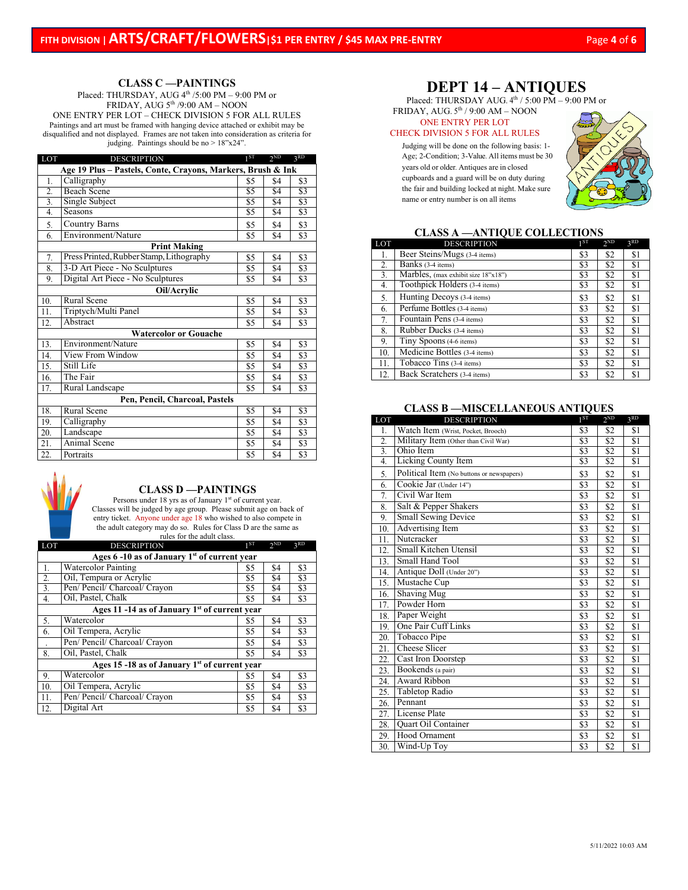FITH DIVISION | **ARTS/CRAFT/FLOWERS** | $1 PER ENTRY / $45 MAX PRE-ENTRY

### CLASS C —PAINTINGS

Placed: THURSDAY, AUG 4th /5:00 PM – 9:00 PM or FRIDAY, AUG 5th /9:00 AM – NOON

ONE ENTRY PER LOT – CHECK DIVISION 5 FOR ALL RULES

Paintings and art must be framed with hanging device attached or exhibit may be disqualified and not displayed. Frames are not taken into consideration as criteria for judging. Paintings should be no > 18"x24".

| LOT | DESCRIPTION | 1ST | 2ND | 3RD |
|---|---|---|---|---|
| | **Age 19 Plus – Pastels, Conte, Crayons, Markers, Brush & Ink** | | | |
| 1. | Calligraphy | $5 | $4 | $3 |
| 2. | Beach Scene | $5 | $4 | $3 |
| 3. | Single Subject | $5 | $4 | $3 |
| 4. | Seasons | $5 | $4 | $3 |
| 5. | Country Barns | $5 | $4 | $3 |
| 6. | Environment/Nature | $5 | $4 | $3 |
| | **Print Making** | | | |
| 7. | Press Printed, Rubber Stamp, Lithography | $5 | $4 | $3 |
| 8. | 3-D Art Piece - No Sculptures | $5 | $4 | $3 |
| 9. | Digital Art Piece - No Sculptures | $5 | $4 | $3 |
| | **Oil/Acrylic** | | | |
| 10. | Rural Scene | $5 | $4 | $3 |
| 11. | Triptych/Multi Panel | $5 | $4 | $3 |
| 12. | Abstract | $5 | $4 | $3 |
| | **Watercolor or Gouache** | | | |
| 13. | Environment/Nature | $5 | $4 | $3 |
| 14. | View From Window | $5 | $4 | $3 |
| 15. | Still Life | $5 | $4 | $3 |
| 16. | The Fair | $5 | $4 | $3 |
| 17. | Rural Landscape | $5 | $4 | $3 |
| | **Pen, Pencil, Charcoal, Pastels** | | | |
| 18. | Rural Scene | $5 | $4 | $3 |
| 19. | Calligraphy | $5 | $4 | $3 |
| 20. | Landscape | $5 | $4 | $3 |
| 21. | Animal Scene | $5 | $4 | $3 |
| 22. | Portraits | $5 | $4 | $3 |

### CLASS D —PAINTINGS

Persons under 18 yrs as of January 1st of current year. Classes will be judged by age group. Please submit age on back of entry ticket. Anyone under age 18 who wished to also compete in the adult category may do so. Rules for Class D are the same as rules for the adult class.

| LOT | DESCRIPTION | 1ST | 2ND | 3RD |
|---|---|---|---|---|
| | **Ages 6 -10 as of January 1st of current year** | | | |
| 1. | Watercolor Painting | $5 | $4 | $3 |
| 2. | Oil, Tempura or Acrylic | $5 | $4 | $3 |
| 3. | Pen/ Pencil/ Charcoal/ Crayon | $5 | $4 | $3 |
| 4. | Oil, Pastel, Chalk | $5 | $4 | $3 |
| | **Ages 11 -14 as of January 1st of current year** | | | |
| 5. | Watercolor | $5 | $4 | $3 |
| 6. | Oil Tempera, Acrylic | $5 | $4 | $3 |
| . | Pen/ Pencil/ Charcoal/ Crayon | $5 | $4 | $3 |
| 8. | Oil, Pastel, Chalk | $5 | $4 | $3 |
| | **Ages 15 -18 as of January 1st of current year** | | | |
| 9. | Watercolor | $5 | $4 | $3 |
| 10. | Oil Tempera, Acrylic | $5 | $4 | $3 |
| 11. | Pen/ Pencil/ Charcoal/ Crayon | $5 | $4 | $3 |
| 12. | Digital Art | $5 | $4 | $3 |

# DEPT 14 – ANTIQUES

Placed: THURSDAY AUG. 4th / 5:00 PM – 9:00 PM or FRIDAY, AUG. 5th / 9:00 AM – NOON

ONE ENTRY PER LOT

CHECK DIVISION 5 FOR ALL RULES

Judging will be done on the following basis: 1-Age; 2-Condition; 3-Value. All items must be 30 years old or older. Antiques are in closed cupboards and a guard will be on duty during the fair and building locked at night. Make sure name or entry number is on all items

### CLASS A —ANTIQUE COLLECTIONS

| LOT | DESCRIPTION | 1ST | 2ND | 3RD |
|---|---|---|---|---|
| 1. | Beer Steins/Mugs (3-4 items) | $3 | $2 | $1 |
| 2. | Banks (3-4 items) | $3 | $2 | $1 |
| 3. | Marbles, (max exhibit size 18"x18") | $3 | $2 | $1 |
| 4. | Toothpick Holders (3-4 items) | $3 | $2 | $1 |
| 5. | Hunting Decoys (3-4 items) | $3 | $2 | $1 |
| 6. | Perfume Bottles (3-4 items) | $3 | $2 | $1 |
| 7. | Fountain Pens (3-4 items) | $3 | $2 | $1 |
| 8. | Rubber Ducks (3-4 items) | $3 | $2 | $1 |
| 9. | Tiny Spoons (4-6 items) | $3 | $2 | $1 |
| 10. | Medicine Bottles (3-4 items) | $3 | $2 | $1 |
| 11. | Tobacco Tins (3-4 items) | $3 | $2 | $1 |
| 12. | Back Scratchers (3-4 items) | $3 | $2 | $1 |

### CLASS B —MISCELLANEOUS ANTIQUES

| LOT | DESCRIPTION | 1ST | 2ND | 3RD |
|---|---|---|---|---|
| 1. | Watch Item (Wrist, Pocket, Brooch) | $3 | $2 | $1 |
| 2. | Military Item (Other than Civil War) | $3 | $2 | $1 |
| 3. | Ohio Item | $3 | $2 | $1 |
| 4. | Licking County Item | $3 | $2 | $1 |
| 5. | Political Item (No buttons or newspapers) | $3 | $2 | $1 |
| 6. | Cookie Jar (Under 14") | $3 | $2 | $1 |
| 7. | Civil War Item | $3 | $2 | $1 |
| 8. | Salt & Pepper Shakers | $3 | $2 | $1 |
| 9. | Small Sewing Device | $3 | $2 | $1 |
| 10. | Advertising Item | $3 | $2 | $1 |
| 11. | Nutcracker | $3 | $2 | $1 |
| 12. | Small Kitchen Utensil | $3 | $2 | $1 |
| 13. | Small Hand Tool | $3 | $2 | $1 |
| 14. | Antique Doll (Under 20") | $3 | $2 | $1 |
| 15. | Mustache Cup | $3 | $2 | $1 |
| 16. | Shaving Mug | $3 | $2 | $1 |
| 17. | Powder Horn | $3 | $2 | $1 |
| 18. | Paper Weight | $3 | $2 | $1 |
| 19. | One Pair Cuff Links | $3 | $2 | $1 |
| 20. | Tobacco Pipe | $3 | $2 | $1 |
| 21. | Cheese Slicer | $3 | $2 | $1 |
| 22. | Cast Iron Doorstep | $3 | $2 | $1 |
| 23. | Bookends (a pair) | $3 | $2 | $1 |
| 24. | Award Ribbon | $3 | $2 | $1 |
| 25. | Tabletop Radio | $3 | $2 | $1 |
| 26. | Pennant | $3 | $2 | $1 |
| 27. | License Plate | $3 | $2 | $1 |
| 28. | Quart Oil Container | $3 | $2 | $1 |
| 29. | Hood Ornament | $3 | $2 | $1 |
| 30. | Wind-Up Toy | $3 | $2 | $1 |

5/11/2022 10:03 AM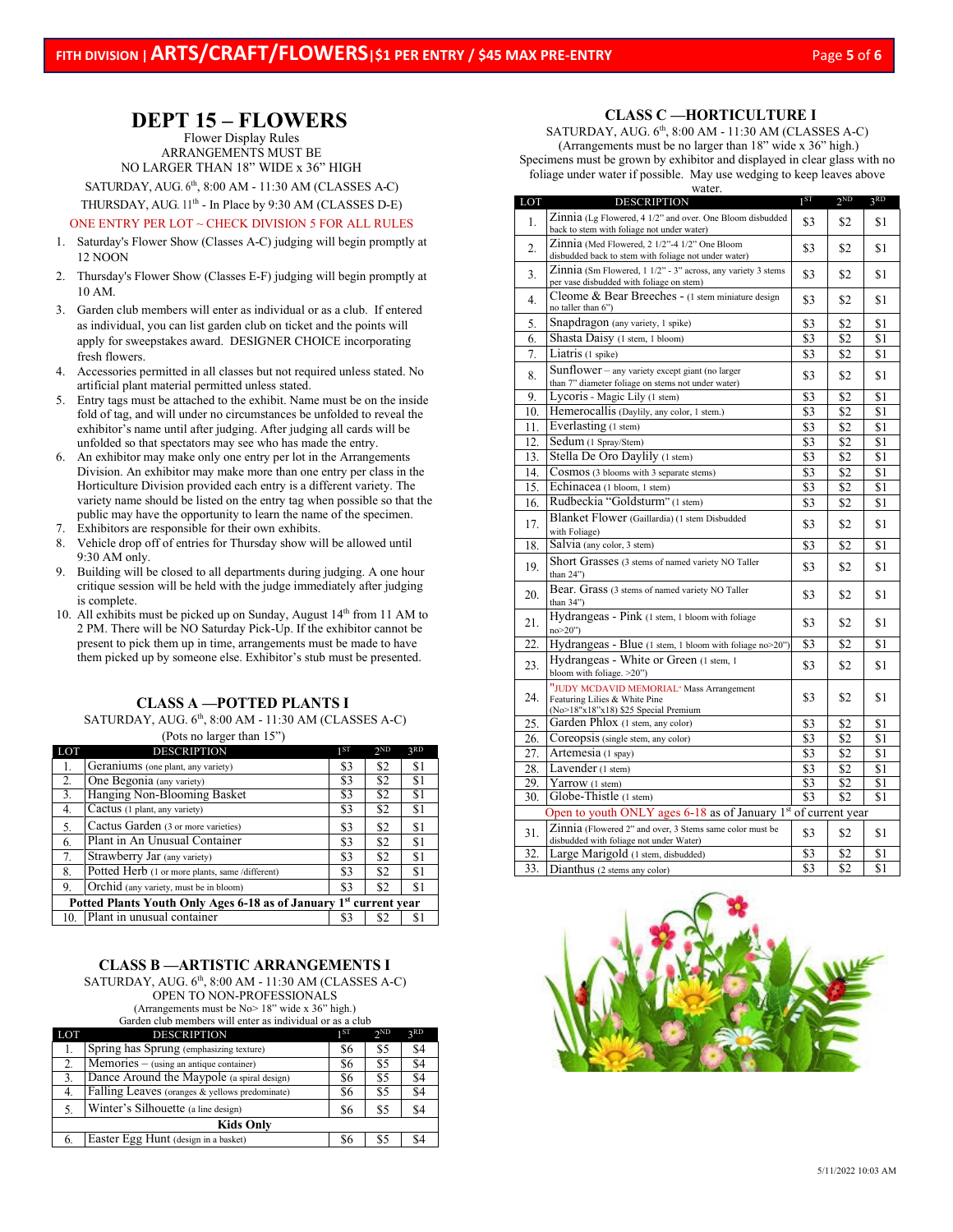FITH DIVISION | **ARTS/CRAFT/FLOWERS** | $1 PER ENTRY / $45 MAX PRE-ENTRY

# DEPT 15 – FLOWERS

Flower Display Rules
ARRANGEMENTS MUST BE
NO LARGER THAN 18" WIDE x 36" HIGH

SATURDAY, AUG. 6th, 8:00 AM - 11:30 AM (CLASSES A-C)
THURSDAY, AUG. 11th - In Place by 9:30 AM (CLASSES D-E)

ONE ENTRY PER LOT ~ CHECK DIVISION 5 FOR ALL RULES

1. Saturday's Flower Show (Classes A-C) judging will begin promptly at 12 NOON
2. Thursday's Flower Show (Classes E-F) judging will begin promptly at 10 AM.
3. Garden club members will enter as individual or as a club. If entered as individual, you can list garden club on ticket and the points will apply for sweepstakes award. DESIGNER CHOICE incorporating fresh flowers.
4. Accessories permitted in all classes but not required unless stated. No artificial plant material permitted unless stated.
5. Entry tags must be attached to the exhibit. Name must be on the inside fold of tag, and will under no circumstances be unfolded to reveal the exhibitor's name until after judging. After judging all cards will be unfolded so that spectators may see who has made the entry.
6. An exhibitor may make only one entry per lot in the Arrangements Division. An exhibitor may make more than one entry per class in the Horticulture Division provided each entry is a different variety. The variety name should be listed on the entry tag when possible so that the public may have the opportunity to learn the name of the specimen.
7. Exhibitors are responsible for their own exhibits.
8. Vehicle drop off of entries for Thursday show will be allowed until 9:30 AM only.
9. Building will be closed to all departments during judging. A one hour critique session will be held with the judge immediately after judging is complete.
10. All exhibits must be picked up on Sunday, August 14th from 11 AM to 2 PM. There will be NO Saturday Pick-Up. If the exhibitor cannot be present to pick them up in time, arrangements must be made to have them picked up by someone else. Exhibitor's stub must be presented.

## CLASS A —POTTED PLANTS I

SATURDAY, AUG. 6th, 8:00 AM - 11:30 AM (CLASSES A-C)
(Pots no larger than 15")

| LOT | DESCRIPTION | 1ST | 2ND | 3RD |
|---|---|---|---|---|
| 1. | Geraniums (one plant, any variety) | $3 | $2 | $1 |
| 2. | One Begonia (any variety) | $3 | $2 | $1 |
| 3. | Hanging Non-Blooming Basket | $3 | $2 | $1 |
| 4. | Cactus (1 plant, any variety) | $3 | $2 | $1 |
| 5. | Cactus Garden (3 or more varieties) | $3 | $2 | $1 |
| 6. | Plant in An Unusual Container | $3 | $2 | $1 |
| 7. | Strawberry Jar (any variety) | $3 | $2 | $1 |
| 8. | Potted Herb (1 or more plants, same /different) | $3 | $2 | $1 |
| 9. | Orchid (any variety, must be in bloom) | $3 | $2 | $1 |
| **Potted Plants Youth Only Ages 6-18 as of January 1st current year** | | | | |
| 10. | Plant in unusual container | $3 | $2 | $1 |

## CLASS B —ARTISTIC ARRANGEMENTS I

SATURDAY, AUG. 6th, 8:00 AM - 11:30 AM (CLASSES A-C)
OPEN TO NON-PROFESSIONALS
(Arrangements must be No> 18" wide x 36" high.)
Garden club members will enter as individual or as a club

| LOT | DESCRIPTION | 1ST | 2ND | 3RD |
|---|---|---|---|---|
| 1. | Spring has Sprung (emphasizing texture) | $6 | $5 | $4 |
| 2. | Memories – (using an antique container) | $6 | $5 | $4 |
| 3. | Dance Around the Maypole (a spiral design) | $6 | $5 | $4 |
| 4. | Falling Leaves (oranges & yellows predominate) | $6 | $5 | $4 |
| 5. | Winter's Silhouette (a line design) | $6 | $5 | $4 |
| **Kids Only** | | | | |
| 6. | Easter Egg Hunt (design in a basket) | $6 | $5 | $4 |

## CLASS C —HORTICULTURE I

SATURDAY, AUG. 6th, 8:00 AM - 11:30 AM (CLASSES A-C)
(Arrangements must be no larger than 18" wide x 36" high.)
Specimens must be grown by exhibitor and displayed in clear glass with no foliage under water if possible. May use wedging to keep leaves above water.

| LOT | DESCRIPTION | 1ST | 2ND | 3RD |
|---|---|---|---|---|
| 1. | Zinnia (Lg Flowered, 4 1/2" and over. One Bloom disbudded back to stem with foliage not under water) | $3 | $2 | $1 |
| 2. | Zinnia (Med Flowered, 2 1/2"-4 1/2" One Bloom disbudded back to stem with foliage not under water) | $3 | $2 | $1 |
| 3. | Zinnia (Sm Flowered, 1 1/2" - 3" across, any variety 3 stems per vase disbudded with foliage on stem) | $3 | $2 | $1 |
| 4. | Cleome & Bear Breeches - (1 stem miniature design no taller than 6") | $3 | $2 | $1 |
| 5. | Snapdragon (any variety, 1 spike) | $3 | $2 | $1 |
| 6. | Shasta Daisy (1 stem, 1 bloom) | $3 | $2 | $1 |
| 7. | Liatris (1 spike) | $3 | $2 | $1 |
| 8. | Sunflower – any variety except giant (no larger than 7" diameter foliage on stems not under water) | $3 | $2 | $1 |
| 9. | Lycoris - Magic Lily (1 stem) | $3 | $2 | $1 |
| 10. | Hemerocallis (Daylily, any color, 1 stem.) | $3 | $2 | $1 |
| 11. | Everlasting (1 stem) | $3 | $2 | $1 |
| 12. | Sedum (1 Spray/Stem) | $3 | $2 | $1 |
| 13. | Stella De Oro Daylily (1 stem) | $3 | $2 | $1 |
| 14. | Cosmos (3 blooms with 3 separate stems) | $3 | $2 | $1 |
| 15. | Echinacea (1 bloom, 1 stem) | $3 | $2 | $1 |
| 16. | Rudbeckia "Goldsturm" (1 stem) | $3 | $2 | $1 |
| 17. | Blanket Flower (Gaillardia) (1 stem Disbudded with Foliage) | $3 | $2 | $1 |
| 18. | Salvia (any color, 3 stem) | $3 | $2 | $1 |
| 19. | Short Grasses (3 stems of named variety NO Taller than 24") | $3 | $2 | $1 |
| 20. | Bear. Grass (3 stems of named variety NO Taller than 34") | $3 | $2 | $1 |
| 21. | Hydrangeas - Pink (1 stem, 1 bloom with foliage no>20") | $3 | $2 | $1 |
| 22. | Hydrangeas - Blue (1 stem, 1 bloom with foliage no>20") | $3 | $2 | $1 |
| 23. | Hydrangeas - White or Green (1 stem, 1 bloom with foliage. >20") | $3 | $2 | $1 |
| 24. | "JUDY MCDAVID MEMORIAL" Mass Arrangement Featuring Lilies & White Pine (No>18"x18"x18) $25 Special Premium | $3 | $2 | $1 |
| 25. | Garden Phlox (1 stem, any color) | $3 | $2 | $1 |
| 26. | Coreopsis (single stem, any color) | $3 | $2 | $1 |
| 27. | Artemesia (1 spay) | $3 | $2 | $1 |
| 28. | Lavender (1 stem) | $3 | $2 | $1 |
| 29. | Yarrow (1 stem) | $3 | $2 | $1 |
| 30. | Globe-Thistle (1 stem) | $3 | $2 | $1 |
| Open to youth ONLY ages 6-18 as of January 1st of current year | | | | |
| 31. | Zinnia (Flowered 2" and over, 3 Stems same color must be disbudded with foliage not under Water) | $3 | $2 | $1 |
| 32. | Large Marigold (1 stem, disbudded) | $3 | $2 | $1 |
| 33. | Dianthus (2 stems any color) | $3 | $2 | $1 |

5/11/2022 10:03 AM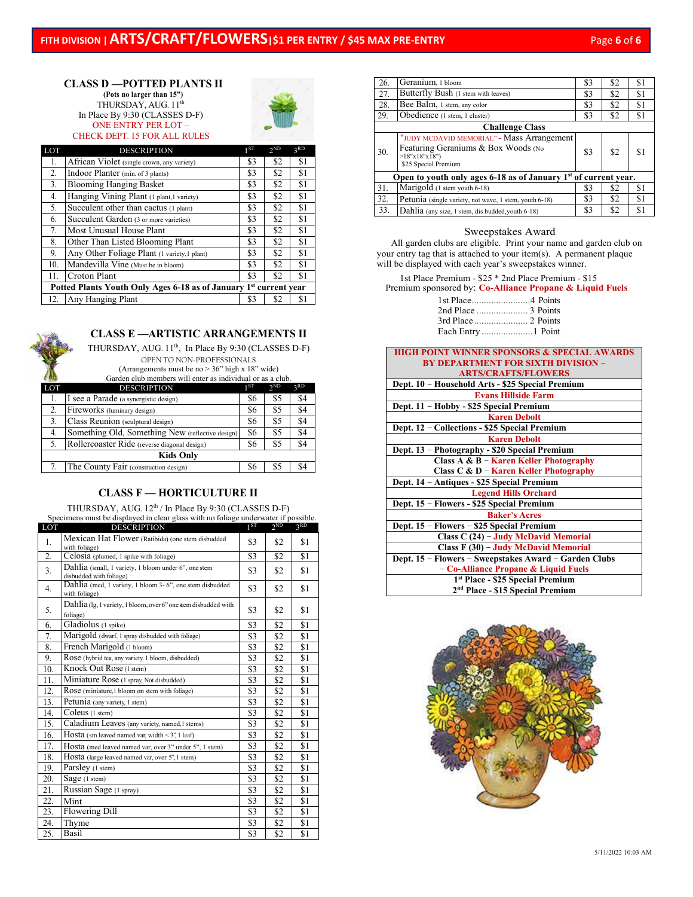# FITH DIVISION | ARTS/CRAFT/FLOWERS | $1 PER ENTRY / $45 MAX PRE-ENTRY

## CLASS D —POTTED PLANTS II

**(Pots no larger than 15")**
THURSDAY, AUG. 11th
In Place By 9:30 (CLASSES D-F)
ONE ENTRY PER LOT –
CHECK DEPT. 15 FOR ALL RULES

| LOT | DESCRIPTION | 1ST | 2ND | 3RD |
|---|---|---|---|---|
| 1. | African Violet (single crown, any variety) | $3 | $2 | $1 |
| 2. | Indoor Planter (min. of 3 plants) | $3 | $2 | $1 |
| 3. | Blooming Hanging Basket | $3 | $2 | $1 |
| 4. | Hanging Vining Plant (1 plant,1 variety) | $3 | $2 | $1 |
| 5. | Succulent other than cactus (1 plant) | $3 | $2 | $1 |
| 6. | Succulent Garden (3 or more varieties) | $3 | $2 | $1 |
| 7. | Most Unusual House Plant | $3 | $2 | $1 |
| 8. | Other Than Listed Blooming Plant | $3 | $2 | $1 |
| 9. | Any Other Foliage Plant (1 variety,1 plant) | $3 | $2 | $1 |
| 10. | Mandevilla Vine (Must be in bloom) | $3 | $2 | $1 |
| 11. | Croton Plant | $3 | $2 | $1 |
| **Potted Plants Youth Only Ages 6-18 as of January 1st current year** | | | | |
| 12. | Any Hanging Plant | $3 | $2 | $1 |

## CLASS E —ARTISTIC ARRANGEMENTS II

THURSDAY, AUG. 11th, In Place By 9:30 (CLASSES D-F)
OPEN TO NON-PROFESSIONALS
(Arrangements must be no > 36" high x 18" wide)
Garden club members will enter as individual or as a club.

| LOT | DESCRIPTION | 1ST | 2ND | 3RD |
|---|---|---|---|---|
| 1. | I see a Parade (a synergistic design) | $6 | $5 | $4 |
| 2. | Fireworks (luminary design) | $6 | $5 | $4 |
| 3. | Class Reunion (sculptural design) | $6 | $5 | $4 |
| 4. | Something Old, Something New (reflective design) | $6 | $5 | $4 |
| 5. | Rollercoaster Ride (reverse diagonal design) | $6 | $5 | $4 |
| **Kids Only** | | | | |
| 7. | The County Fair (construction design) | $6 | $5 | $4 |

## CLASS F — HORTICULTURE II

THURSDAY, AUG. 12th / In Place By 9:30 (CLASSES D-F)
Specimens must be displayed in clear glass with no foliage underwater if possible.

| LOT | DESCRIPTION | 1ST | 2ND | 3RD |
|---|---|---|---|---|
| 1. | Mexican Hat Flower (Ratibida) (one stem disbudded with foliage) | $3 | $2 | $1 |
| 2. | Celosia (plumed, 1 spike with foliage) | $3 | $2 | $1 |
| 3. | Dahlia (small, 1 variety, 1 bloom under 6", one stem disbudded with foliage) | $3 | $2 | $1 |
| 4. | Dahlia (med, 1 variety, 1 bloom 3- 6", one stem disbudded with foliage) | $3 | $2 | $1 |
| 5. | Dahlia (lg, 1 variety, 1 bloom, over 6" one stem disbudded with foliage) | $3 | $2 | $1 |
| 6. | Gladiolus (1 spike) | $3 | $2 | $1 |
| 7. | Marigold (dwarf, 1 spray disbudded with foliage) | $3 | $2 | $1 |
| 8. | French Marigold (1 bloom) | $3 | $2 | $1 |
| 9. | Rose (hybrid tea, any variety, 1 bloom, disbudded) | $3 | $2 | $1 |
| 10. | Knock Out Rose (1 stem) | $3 | $2 | $1 |
| 11. | Miniature Rose (1 spray, Not disbudded) | $3 | $2 | $1 |
| 12. | Rose (miniature,1 bloom on stem with foliage) | $3 | $2 | $1 |
| 13. | Petunia (any variety, 1 stem) | $3 | $2 | $1 |
| 14. | Coleus (1 stem) | $3 | $2 | $1 |
| 15. | Caladium Leaves (any variety, named,1 stems) | $3 | $2 | $1 |
| 16. | Hosta (sm leaved named var, width < 3", 1 leaf) | $3 | $2 | $1 |
| 17. | Hosta (med leaved named var, over 3" under 5", 1 stem) | $3 | $2 | $1 |
| 18. | Hosta (large leaved named var, over 5", 1 stem) | $3 | $2 | $1 |
| 19. | Parsley (1 stem) | $3 | $2 | $1 |
| 20. | Sage (1 stem) | $3 | $2 | $1 |
| 21. | Russian Sage (1 spray) | $3 | $2 | $1 |
| 22. | Mint | $3 | $2 | $1 |
| 23. | Flowering Dill | $3 | $2 | $1 |
| 24. | Thyme | $3 | $2 | $1 |
| 25. | Basil | $3 | $2 | $1 |
| 26. | Geranium, 1 bloom | $3 | $2 | $1 |
| 27. | Butterfly Bush (1 stem with leaves) | $3 | $2 | $1 |
| 28. | Bee Balm, 1 stem, any color | $3 | $2 | $1 |
| 29. | Obedience (1 stem, 1 cluster) | $3 | $2 | $1 |
| **Challenge Class** | | | | |
| 30. | "JUDY MCDAVID MEMORIAL" - Mass Arrangement Featuring Geraniums & Box Woods (No >18"x18"x18") $25 Special Premium | $3 | $2 | $1 |
| **Open to youth only ages 6-18 as of January 1st of current year.** | | | | |
| 31. | Marigold (1 stem youth 6-18) | $3 | $2 | $1 |
| 32. | Petunia (single variety, not wave, 1 stem, youth 6-18) | $3 | $2 | $1 |
| 33. | Dahlia (any size, 1 stem, dis budded,youth 6-18) | $3 | $2 | $1 |

### Sweepstakes Award

All garden clubs are eligible. Print your name and garden club on your entry tag that is attached to your item(s). A permanent plaque will be displayed with each year's sweepstakes winner.

1st Place Premium - $25 * 2nd Place Premium - $15
Premium sponsored by: **Co-Alliance Propane & Liquid Fuels**

1st Place........................4 Points
2nd Place ..................... 3 Points
3rd Place ...................... 2 Points
Each Entry .....................1 Point

| HIGH POINT WINNER SPONSORS & SPECIAL AWARDS BY DEPARTMENT FOR SIXTH DIVISION – ARTS/CRAFTS/FLOWERS |
|---|
| **Dept. 10 – Household Arts - $25 Special Premium** |
| **Evans Hillside Farm** |
| **Dept. 11 – Hobby - $25 Special Premium** |
| **Karen Debolt** |
| **Dept. 12 – Collections - $25 Special Premium** |
| **Karen Debolt** |
| **Dept. 13 – Photography - $20 Special Premium** |
| **Class A & B – Karen Keller Photography** |
| **Class C & D – Karen Keller Photography** |
| **Dept. 14 – Antiques - $25 Special Premium** |
| **Legend Hills Orchard** |
| **Dept. 15 – Flowers - $25 Special Premium** |
| **Baker's Acres** |
| **Dept. 15 – Flowers – $25 Special Premium** |
| **Class C (24) – Judy McDavid Memorial** |
| **Class F (30) – Judy McDavid Memorial** |
| **Dept. 15 – Flowers – Sweepstakes Award – Garden Clubs – Co-Alliance Propane & Liquid Fuels** |
| **1st Place - $25 Special Premium** |
| **2nd Place - $15 Special Premium** |

5/11/2022 10:03 AM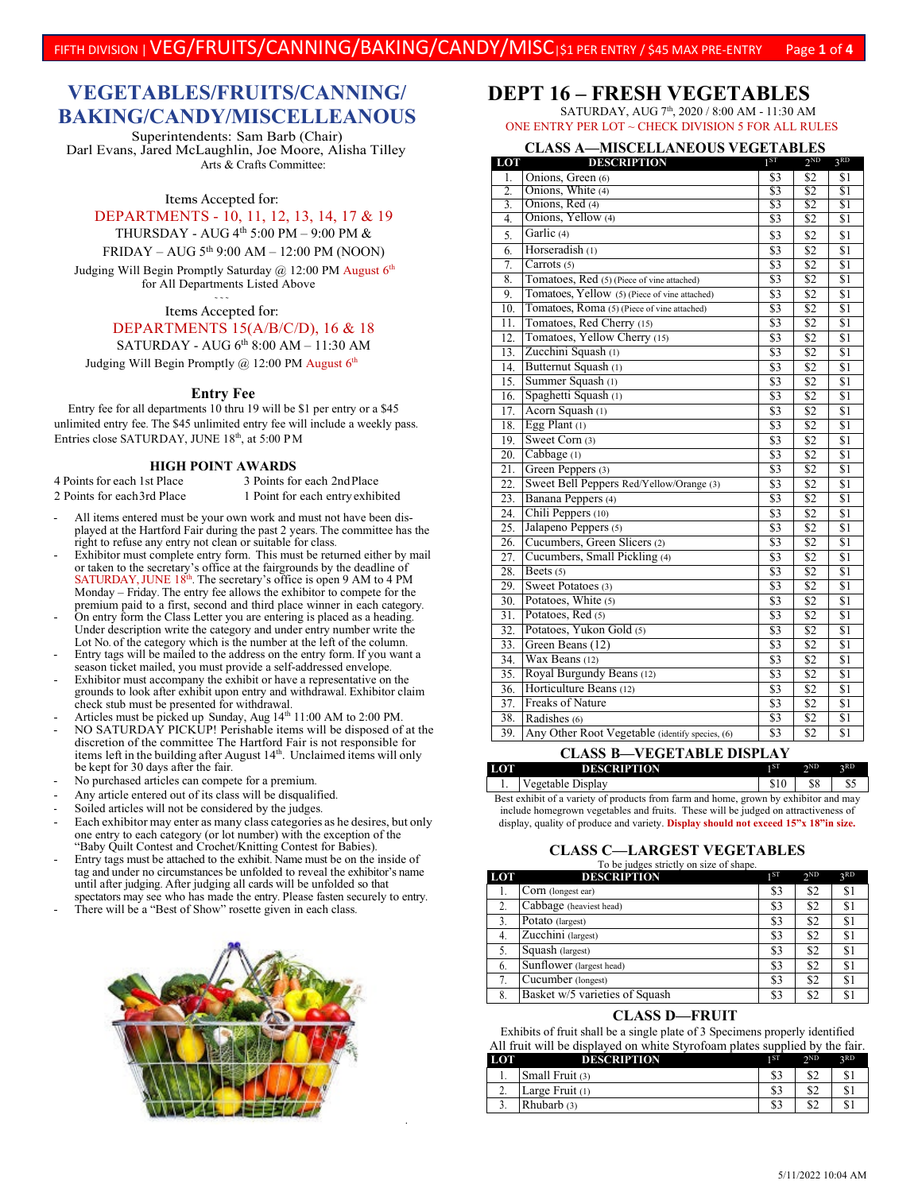# VEGETABLES/FRUITS/CANNING/ BAKING/CANDY/MISCELLEANOUS

Superintendents: Sam Barb (Chair)
Darl Evans, Jared McLaughlin, Joe Moore, Alisha Tilley
Arts & Crafts Committee:

Items Accepted for:
DEPARTMENTS - 10, 11, 12, 13, 14, 17 & 19
THURSDAY - AUG 4th 5:00 PM – 9:00 PM &
FRIDAY – AUG 5th 9:00 AM – 12:00 PM (NOON)
Judging Will Begin Promptly Saturday @ 12:00 PM August 6th
for All Departments Listed Above

Items Accepted for:
DEPARTMENTS 15(A/B/C/D), 16 & 18
SATURDAY - AUG 6th 8:00 AM – 11:30 AM
Judging Will Begin Promptly @ 12:00 PM August 6th

### Entry Fee

Entry fee for all departments 10 thru 19 will be $1 per entry or a $45 unlimited entry fee. The $45 unlimited entry fee will include a weekly pass. Entries close SATURDAY, JUNE 18th, at 5:00 PM

### HIGH POINT AWARDS

| | |
|---|---|
| 4 Points for each 1st Place | 3 Points for each 2nd Place |
| 2 Points for each 3rd Place | 1 Point for each entry exhibited |

- All items entered must be your own work and must not have been displayed at the Hartford Fair during the past 2 years. The committee has the right to refuse any entry not clean or suitable for class.
- Exhibitor must complete entry form. This must be returned either by mail or taken to the secretary's office at the fairgrounds by the deadline of SATURDAY, JUNE 18th. The secretary's office is open 9 AM to 4 PM Monday – Friday. The entry fee allows the exhibitor to compete for the premium paid to a first, second and third place winner in each category.
- On entry form the Class Letter you are entering is placed as a heading. Under description write the category and under entry number write the Lot No. of the category which is the number at the left of the column.
- Entry tags will be mailed to the address on the entry form. If you want a season ticket mailed, you must provide a self-addressed envelope.
- Exhibitor must accompany the exhibit or have a representative on the grounds to look after exhibit upon entry and withdrawal. Exhibitor claim check stub must be presented for withdrawal.
- Articles must be picked up Sunday, Aug 14th 11:00 AM to 2:00 PM.
- NO SATURDAY PICKUP! Perishable items will be disposed of at the discretion of the committee The Hartford Fair is not responsible for items left in the building after August 14th. Unclaimed items will only be kept for 30 days after the fair.
- No purchased articles can compete for a premium.
- Any article entered out of its class will be disqualified.
- Soiled articles will not be considered by the judges.
- Each exhibitor may enter as many class categories as he desires, but only one entry to each category (or lot number) with the exception of the "Baby Quilt Contest and Crochet/Knitting Contest for Babies).
- Entry tags must be attached to the exhibit. Name must be on the inside of tag and under no circumstances be unfolded to reveal the exhibitor's name until after judging. After judging all cards will be unfolded so that spectators may see who has made the entry. Please fasten securely to entry.
- There will be a "Best of Show" rosette given in each class.

# DEPT 16 – FRESH VEGETABLES

SATURDAY, AUG 7th, 2020 / 8:00 AM - 11:30 AM
ONE ENTRY PER LOT ~ CHECK DIVISION 5 FOR ALL RULES

### CLASS A—MISCELLANEOUS VEGETABLES

| LOT | DESCRIPTION | 1ST | 2ND | 3RD |
|---|---|---|---|---|
| 1. | Onions, Green (6) | $3 | $2 | $1 |
| 2. | Onions, White (4) | $3 | $2 | $1 |
| 3. | Onions, Red (4) | $3 | $2 | $1 |
| 4. | Onions, Yellow (4) | $3 | $2 | $1 |
| 5. | Garlic (4) | $3 | $2 | $1 |
| 6. | Horseradish (1) | $3 | $2 | $1 |
| 7. | Carrots (5) | $3 | $2 | $1 |
| 8. | Tomatoes, Red (5) (Piece of vine attached) | $3 | $2 | $1 |
| 9. | Tomatoes, Yellow (5) (Piece of vine attached) | $3 | $2 | $1 |
| 10. | Tomatoes, Roma (5) (Piece of vine attached) | $3 | $2 | $1 |
| 11. | Tomatoes, Red Cherry (15) | $3 | $2 | $1 |
| 12. | Tomatoes, Yellow Cherry (15) | $3 | $2 | $1 |
| 13. | Zucchini Squash (1) | $3 | $2 | $1 |
| 14. | Butternut Squash (1) | $3 | $2 | $1 |
| 15. | Summer Squash (1) | $3 | $2 | $1 |
| 16. | Spaghetti Squash (1) | $3 | $2 | $1 |
| 17. | Acorn Squash (1) | $3 | $2 | $1 |
| 18. | Egg Plant (1) | $3 | $2 | $1 |
| 19. | Sweet Corn (3) | $3 | $2 | $1 |
| 20. | Cabbage (1) | $3 | $2 | $1 |
| 21. | Green Peppers (3) | $3 | $2 | $1 |
| 22. | Sweet Bell Peppers Red/Yellow/Orange (3) | $3 | $2 | $1 |
| 23. | Banana Peppers (4) | $3 | $2 | $1 |
| 24. | Chili Peppers (10) | $3 | $2 | $1 |
| 25. | Jalapeno Peppers (5) | $3 | $2 | $1 |
| 26. | Cucumbers, Green Slicers (2) | $3 | $2 | $1 |
| 27. | Cucumbers, Small Pickling (4) | $3 | $2 | $1 |
| 28. | Beets (5) | $3 | $2 | $1 |
| 29. | Sweet Potatoes (3) | $3 | $2 | $1 |
| 30. | Potatoes, White (5) | $3 | $2 | $1 |
| 31. | Potatoes, Red (5) | $3 | $2 | $1 |
| 32. | Potatoes, Yukon Gold (5) | $3 | $2 | $1 |
| 33. | Green Beans (12) | $3 | $2 | $1 |
| 34. | Wax Beans (12) | $3 | $2 | $1 |
| 35. | Royal Burgundy Beans (12) | $3 | $2 | $1 |
| 36. | Horticulture Beans (12) | $3 | $2 | $1 |
| 37. | Freaks of Nature | $3 | $2 | $1 |
| 38. | Radishes (6) | $3 | $2 | $1 |
| 39. | Any Other Root Vegetable (identify species, (6) | $3 | $2 | $1 |

### CLASS B—VEGETABLE DISPLAY

| LOT | DESCRIPTION | 1ST | 2ND | 3RD |
|---|---|---|---|---|
| 1. | Vegetable Display | $10 | $8 | $5 |

Best exhibit of a variety of products from farm and home, grown by exhibitor and may include homegrown vegetables and fruits. These will be judged on attractiveness of display, quality of produce and variety. **Display should not exceed 15"x 18"in size.**

### CLASS C—LARGEST VEGETABLES

To be judges strictly on size of shape.

| LOT | DESCRIPTION | 1ST | 2ND | 3RD |
|---|---|---|---|---|
| 1. | Corn (longest ear) | $3 | $2 | $1 |
| 2. | Cabbage (heaviest head) | $3 | $2 | $1 |
| 3. | Potato (largest) | $3 | $2 | $1 |
| 4. | Zucchini (largest) | $3 | $2 | $1 |
| 5. | Squash (largest) | $3 | $2 | $1 |
| 6. | Sunflower (largest head) | $3 | $2 | $1 |
| 7. | Cucumber (longest) | $3 | $2 | $1 |
| 8. | Basket w/5 varieties of Squash | $3 | $2 | $1 |

### CLASS D—FRUIT

Exhibits of fruit shall be a single plate of 3 Specimens properly identified
All fruit will be displayed on white Styrofoam plates supplied by the fair.

| LOT | DESCRIPTION | 1ST | 2ND | 3RD |
|---|---|---|---|---|
| 1. | Small Fruit (3) | $3 | $2 | $1 |
| 2. | Large Fruit (1) | $3 | $2 | $1 |
| 3. | Rhubarb (3) | $3 | $2 | $1 |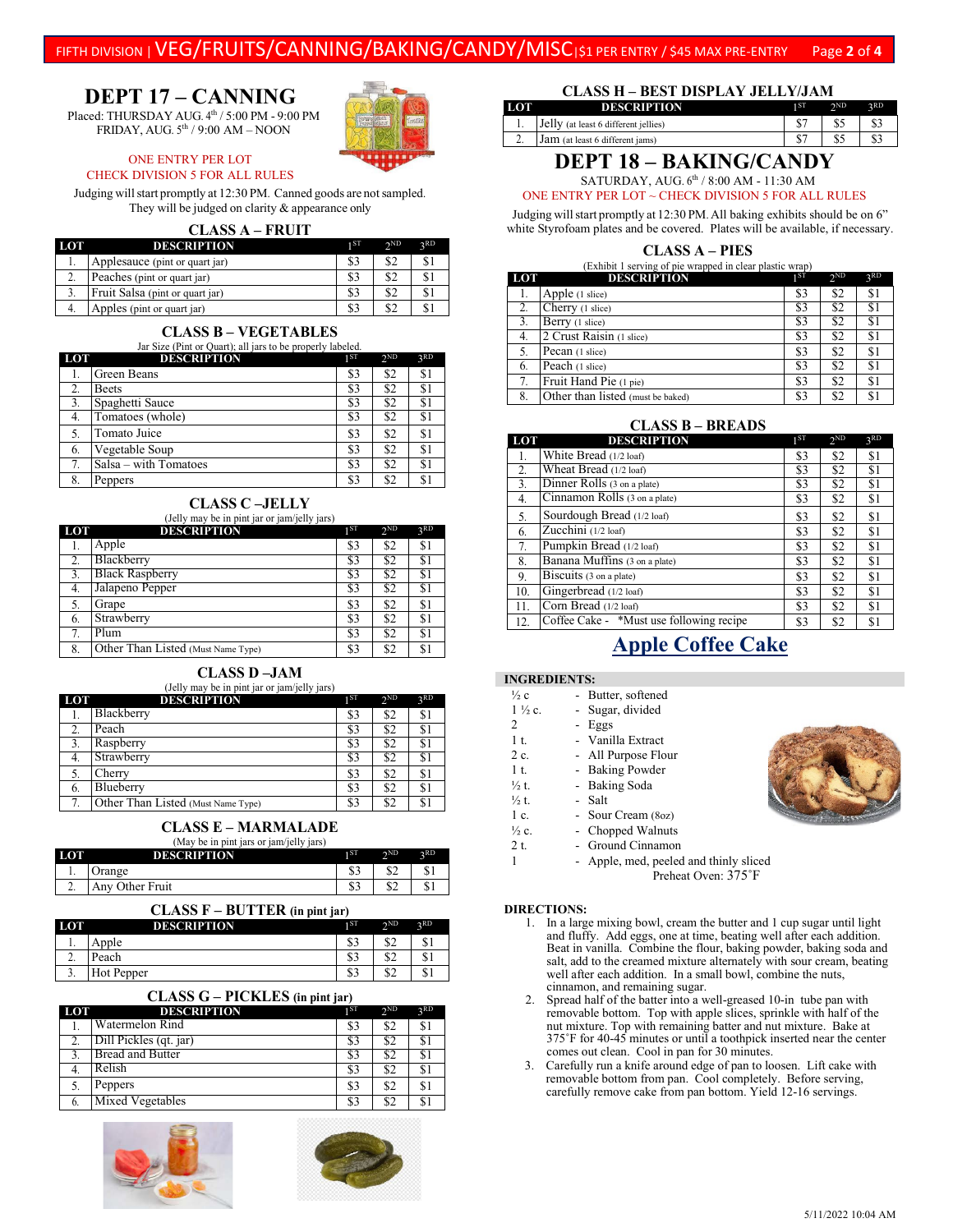FIFTH DIVISION | VEG/FRUITS/CANNING/BAKING/CANDY/MISC | $1 PER ENTRY / $45 MAX PRE-ENTRY

# DEPT 17 – CANNING

Placed: THURSDAY AUG. 4th / 5:00 PM - 9:00 PM
FRIDAY, AUG. 5th / 9:00 AM – NOON

ONE ENTRY PER LOT
CHECK DIVISION 5 FOR ALL RULES

Judging will start promptly at 12:30 PM. Canned goods are not sampled. They will be judged on clarity & appearance only

## CLASS A – FRUIT

| LOT | DESCRIPTION | 1ST | 2ND | 3RD |
|---|---|---|---|---|
| 1. | Applesauce (pint or quart jar) | $3 | $2 | $1 |
| 2. | Peaches (pint or quart jar) | $3 | $2 | $1 |
| 3. | Fruit Salsa (pint or quart jar) | $3 | $2 | $1 |
| 4. | Apples (pint or quart jar) | $3 | $2 | $1 |

## CLASS B – VEGETABLES

Jar Size (Pint or Quart); all jars to be properly labeled.

| LOT | DESCRIPTION | 1ST | 2ND | 3RD |
|---|---|---|---|---|
| 1. | Green Beans | $3 | $2 | $1 |
| 2. | Beets | $3 | $2 | $1 |
| 3. | Spaghetti Sauce | $3 | $2 | $1 |
| 4. | Tomatoes (whole) | $3 | $2 | $1 |
| 5. | Tomato Juice | $3 | $2 | $1 |
| 6. | Vegetable Soup | $3 | $2 | $1 |
| 7. | Salsa – with Tomatoes | $3 | $2 | $1 |
| 8. | Peppers | $3 | $2 | $1 |

## CLASS C –JELLY

(Jelly may be in pint jar or jam/jelly jars)

| LOT | DESCRIPTION | 1ST | 2ND | 3RD |
|---|---|---|---|---|
| 1. | Apple | $3 | $2 | $1 |
| 2. | Blackberry | $3 | $2 | $1 |
| 3. | Black Raspberry | $3 | $2 | $1 |
| 4. | Jalapeno Pepper | $3 | $2 | $1 |
| 5. | Grape | $3 | $2 | $1 |
| 6. | Strawberry | $3 | $2 | $1 |
| 7. | Plum | $3 | $2 | $1 |
| 8. | Other Than Listed (Must Name Type) | $3 | $2 | $1 |

## CLASS D –JAM

(Jelly may be in pint jar or jam/jelly jars)

| LOT | DESCRIPTION | 1ST | 2ND | 3RD |
|---|---|---|---|---|
| 1. | Blackberry | $3 | $2 | $1 |
| 2. | Peach | $3 | $2 | $1 |
| 3. | Raspberry | $3 | $2 | $1 |
| 4. | Strawberry | $3 | $2 | $1 |
| 5. | Cherry | $3 | $2 | $1 |
| 6. | Blueberry | $3 | $2 | $1 |
| 7. | Other Than Listed (Must Name Type) | $3 | $2 | $1 |

## CLASS E – MARMALADE

(May be in pint jars or jam/jelly jars)

| LOT | DESCRIPTION | 1ST | 2ND | 3RD |
|---|---|---|---|---|
| 1. | Orange | $3 | $2 | $1 |
| 2. | Any Other Fruit | $3 | $2 | $1 |

## CLASS F – BUTTER (in pint jar)

| LOT | DESCRIPTION | 1ST | 2ND | 3RD |
|---|---|---|---|---|
| 1. | Apple | $3 | $2 | $1 |
| 2. | Peach | $3 | $2 | $1 |
| 3. | Hot Pepper | $3 | $2 | $1 |

## CLASS G – PICKLES (in pint jar)

| LOT | DESCRIPTION | 1ST | 2ND | 3RD |
|---|---|---|---|---|
| 1. | Watermelon Rind | $3 | $2 | $1 |
| 2. | Dill Pickles (qt. jar) | $3 | $2 | $1 |
| 3. | Bread and Butter | $3 | $2 | $1 |
| 4. | Relish | $3 | $2 | $1 |
| 5. | Peppers | $3 | $2 | $1 |
| 6. | Mixed Vegetables | $3 | $2 | $1 |

## CLASS H – BEST DISPLAY JELLY/JAM

| LOT | DESCRIPTION | 1ST | 2ND | 3RD |
|---|---|---|---|---|
| 1. | Jelly (at least 6 different jellies) | $7 | $5 | $3 |
| 2. | Jam (at least 6 different jams) | $7 | $5 | $3 |

# DEPT 18 – BAKING/CANDY

SATURDAY, AUG. 6th / 8:00 AM - 11:30 AM

ONE ENTRY PER LOT ~ CHECK DIVISION 5 FOR ALL RULES

Judging will start promptly at 12:30 PM. All baking exhibits should be on 6" white Styrofoam plates and be covered. Plates will be available, if necessary.

## CLASS A – PIES

(Exhibit 1 serving of pie wrapped in clear plastic wrap)

| LOT | DESCRIPTION | 1ST | 2ND | 3RD |
|---|---|---|---|---|
| 1. | Apple (1 slice) | $3 | $2 | $1 |
| 2. | Cherry (1 slice) | $3 | $2 | $1 |
| 3. | Berry (1 slice) | $3 | $2 | $1 |
| 4. | 2 Crust Raisin (1 slice) | $3 | $2 | $1 |
| 5. | Pecan (1 slice) | $3 | $2 | $1 |
| 6. | Peach (1 slice) | $3 | $2 | $1 |
| 7. | Fruit Hand Pie (1 pie) | $3 | $2 | $1 |
| 8. | Other than listed (must be baked) | $3 | $2 | $1 |

## CLASS B – BREADS

| LOT | DESCRIPTION | 1ST | 2ND | 3RD |
|---|---|---|---|---|
| 1. | White Bread (1/2 loaf) | $3 | $2 | $1 |
| 2. | Wheat Bread (1/2 loaf) | $3 | $2 | $1 |
| 3. | Dinner Rolls (3 on a plate) | $3 | $2 | $1 |
| 4. | Cinnamon Rolls (3 on a plate) | $3 | $2 | $1 |
| 5. | Sourdough Bread (1/2 loaf) | $3 | $2 | $1 |
| 6. | Zucchini (1/2 loaf) | $3 | $2 | $1 |
| 7. | Pumpkin Bread (1/2 loaf) | $3 | $2 | $1 |
| 8. | Banana Muffins (3 on a plate) | $3 | $2 | $1 |
| 9. | Biscuits (3 on a plate) | $3 | $2 | $1 |
| 10. | Gingerbread (1/2 loaf) | $3 | $2 | $1 |
| 11. | Corn Bread (1/2 loaf) | $3 | $2 | $1 |
| 12. | Coffee Cake - *Must use following recipe | $3 | $2 | $1 |

## Apple Coffee Cake

**INGREDIENTS:**

- ½ c - Butter, softened
- 1 ½ c. - Sugar, divided
- 2 - Eggs
- 1 t. - Vanilla Extract
- 2 c. - All Purpose Flour
- 1 t. - Baking Powder
- ½ t. - Baking Soda
- ½ t. - Salt
- 1 c. - Sour Cream (8oz)
- ½ c. - Chopped Walnuts
- 2 t. - Ground Cinnamon
- 1 - Apple, med, peeled and thinly sliced

Preheat Oven: 375˚F

**DIRECTIONS:**

1. In a large mixing bowl, cream the butter and 1 cup sugar until light and fluffy. Add eggs, one at time, beating well after each addition. Beat in vanilla. Combine the flour, baking powder, baking soda and salt, add to the creamed mixture alternately with sour cream, beating well after each addition. In a small bowl, combine the nuts, cinnamon, and remaining sugar.
2. Spread half of the batter into a well-greased 10-in tube pan with removable bottom. Top with apple slices, sprinkle with half of the nut mixture. Top with remaining batter and nut mixture. Bake at 375˚F for 40-45 minutes or until a toothpick inserted near the center comes out clean. Cool in pan for 30 minutes.
3. Carefully run a knife around edge of pan to loosen. Lift cake with removable bottom from pan. Cool completely. Before serving, carefully remove cake from pan bottom. Yield 12-16 servings.

5/11/2022 10:04 AM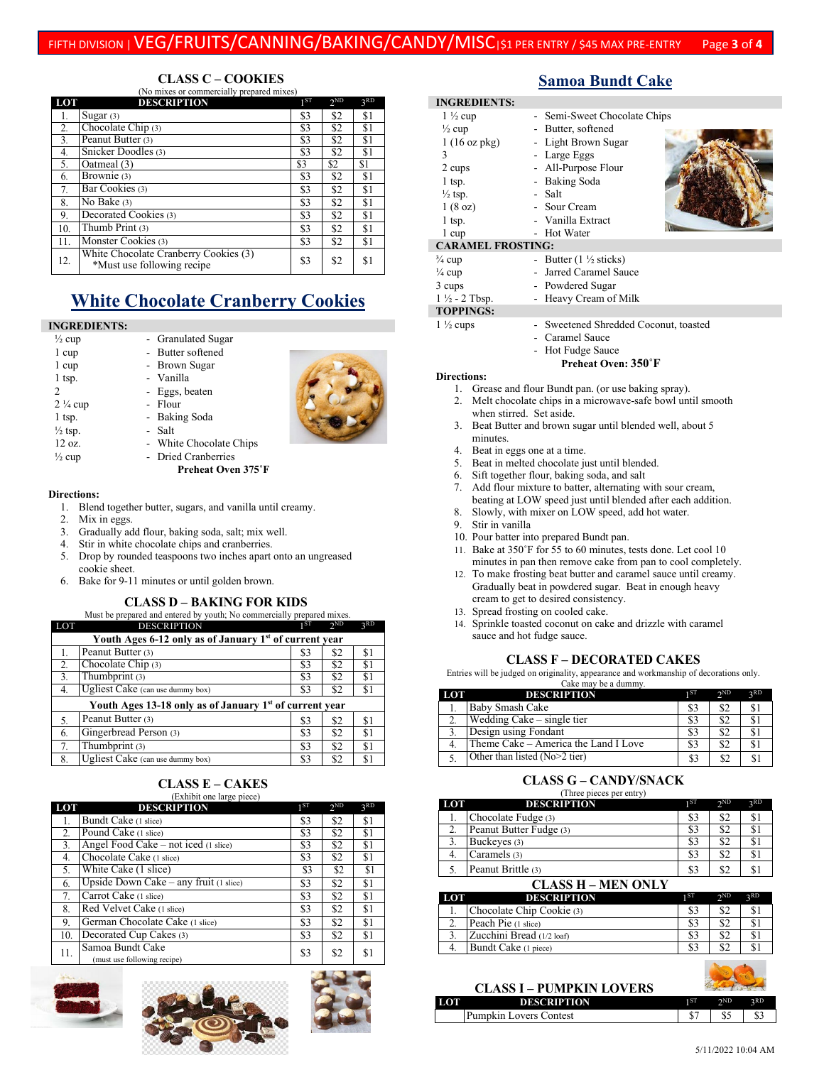## CLASS C – COOKIES

(No mixes or commercially prepared mixes)

| LOT | DESCRIPTION | 1ST | 2ND | 3RD |
|---|---|---|---|---|
| 1. | Sugar (3) | $3 | $2 | $1 |
| 2. | Chocolate Chip (3) | $3 | $2 | $1 |
| 3. | Peanut Butter (3) | $3 | $2 | $1 |
| 4. | Snicker Doodles (3) | $3 | $2 | $1 |
| 5. | Oatmeal (3) | $3 | $2 | $1 |
| 6. | Brownie (3) | $3 | $2 | $1 |
| 7. | Bar Cookies (3) | $3 | $2 | $1 |
| 8. | No Bake (3) | $3 | $2 | $1 |
| 9. | Decorated Cookies (3) | $3 | $2 | $1 |
| 10. | Thumb Print (3) | $3 | $2 | $1 |
| 11. | Monster Cookies (3) | $3 | $2 | $1 |
| 12. | White Chocolate Cranberry Cookies (3) *Must use following recipe | $3 | $2 | $1 |

## White Chocolate Cranberry Cookies

**INGREDIENTS:**

- ½ cup - Granulated Sugar
- 1 cup - Butter softened
- 1 cup - Brown Sugar
- 1 tsp. - Vanilla
- 2 - Eggs, beaten
- 2 ¼ cup - Flour
- 1 tsp. - Baking Soda
- ½ tsp. - Salt
- 12 oz. - White Chocolate Chips
- ½ cup - Dried Cranberries

**Preheat Oven 375˚F**

**Directions:**

1. Blend together butter, sugars, and vanilla until creamy.
2. Mix in eggs.
3. Gradually add flour, baking soda, salt; mix well.
4. Stir in white chocolate chips and cranberries.
5. Drop by rounded teaspoons two inches apart onto an ungreased cookie sheet.
6. Bake for 9-11 minutes or until golden brown.

## CLASS D – BAKING FOR KIDS

Must be prepared and entered by youth; No commercially prepared mixes.

| LOT | DESCRIPTION | 1ST | 2ND | 3RD |
|---|---|---|---|---|
| | **Youth Ages 6-12 only as of January 1st of current year** | | | |
| 1. | Peanut Butter (3) | $3 | $2 | $1 |
| 2. | Chocolate Chip (3) | $3 | $2 | $1 |
| 3. | Thumbprint (3) | $3 | $2 | $1 |
| 4. | Ugliest Cake (can use dummy box) | $3 | $2 | $1 |
| | **Youth Ages 13-18 only as of January 1st of current year** | | | |
| 5. | Peanut Butter (3) | $3 | $2 | $1 |
| 6. | Gingerbread Person (3) | $3 | $2 | $1 |
| 7. | Thumbprint (3) | $3 | $2 | $1 |
| 8. | Ugliest Cake (can use dummy box) | $3 | $2 | $1 |

## CLASS E – CAKES

(Exhibit one large piece)

| LOT | DESCRIPTION | 1ST | 2ND | 3RD |
|---|---|---|---|---|
| 1. | Bundt Cake (1 slice) | $3 | $2 | $1 |
| 2. | Pound Cake (1 slice) | $3 | $2 | $1 |
| 3. | Angel Food Cake – not iced (1 slice) | $3 | $2 | $1 |
| 4. | Chocolate Cake (1 slice) | $3 | $2 | $1 |
| 5. | White Cake (1 slice) | $3 | $2 | $1 |
| 6. | Upside Down Cake – any fruit (1 slice) | $3 | $2 | $1 |
| 7. | Carrot Cake (1 slice) | $3 | $2 | $1 |
| 8. | Red Velvet Cake (1 slice) | $3 | $2 | $1 |
| 9. | German Chocolate Cake (1 slice) | $3 | $2 | $1 |
| 10. | Decorated Cup Cakes (3) | $3 | $2 | $1 |
| 11. | Samoa Bundt Cake (must use following recipe) | $3 | $2 | $1 |

## Samoa Bundt Cake

**INGREDIENTS:**

- 1 ½ cup - Semi-Sweet Chocolate Chips
- ½ cup - Butter, softened
- 1 (16 oz pkg) - Light Brown Sugar
- 3 - Large Eggs
- 2 cups - All-Purpose Flour
- 1 tsp. - Baking Soda
- ½ tsp. - Salt
- 1 (8 oz) - Sour Cream
- 1 tsp. - Vanilla Extract
- 1 cup - Hot Water

**CARAMEL FROSTING:**

- ¾ cup - Butter (1 ½ sticks)
- ¼ cup - Jarred Caramel Sauce
- 3 cups - Powdered Sugar
- 1 ½ - 2 Tbsp. - Heavy Cream of Milk

**TOPPINGS:**

- 1 ½ cups - Sweetened Shredded Coconut, toasted
- Caramel Sauce
- Hot Fudge Sauce

**Preheat Oven: 350˚F**

**Directions:**

1. Grease and flour Bundt pan. (or use baking spray).
2. Melt chocolate chips in a microwave-safe bowl until smooth when stirred. Set aside.
3. Beat Butter and brown sugar until blended well, about 5 minutes.
4. Beat in eggs one at a time.
5. Beat in melted chocolate just until blended.
6. Sift together flour, baking soda, and salt
7. Add flour mixture to batter, alternating with sour cream, beating at LOW speed just until blended after each addition.
8. Slowly, with mixer on LOW speed, add hot water.
9. Stir in vanilla
10. Pour batter into prepared Bundt pan.
11. Bake at 350˚F for 55 to 60 minutes, tests done. Let cool 10 minutes in pan then remove cake from pan to cool completely.
12. To make frosting beat butter and caramel sauce until creamy. Gradually beat in powdered sugar. Beat in enough heavy cream to get to desired consistency.
13. Spread frosting on cooled cake.
14. Sprinkle toasted coconut on cake and drizzle with caramel sauce and hot fudge sauce.

## CLASS F – DECORATED CAKES

Entries will be judged on originality, appearance and workmanship of decorations only. Cake may be a dummy.

| LOT | DESCRIPTION | 1ST | 2ND | 3RD |
|---|---|---|---|---|
| 1. | Baby Smash Cake | $3 | $2 | $1 |
| 2. | Wedding Cake – single tier | $3 | $2 | $1 |
| 3. | Design using Fondant | $3 | $2 | $1 |
| 4. | Theme Cake – America the Land I Love | $3 | $2 | $1 |
| 5. | Other than listed (No>2 tier) | $3 | $2 | $1 |

## CLASS G – CANDY/SNACK

(Three pieces per entry)

| LOT | DESCRIPTION | 1ST | 2ND | 3RD |
|---|---|---|---|---|
| 1. | Chocolate Fudge (3) | $3 | $2 | $1 |
| 2. | Peanut Butter Fudge (3) | $3 | $2 | $1 |
| 3. | Buckeyes (3) | $3 | $2 | $1 |
| 4. | Caramels (3) | $3 | $2 | $1 |
| 5. | Peanut Brittle (3) | $3 | $2 | $1 |

## CLASS H – MEN ONLY

| LOT | DESCRIPTION | 1ST | 2ND | 3RD |
|---|---|---|---|---|
| 1. | Chocolate Chip Cookie (3) | $3 | $2 | $1 |
| 2. | Peach Pie (1 slice) | $3 | $2 | $1 |
| 3. | Zucchini Bread (1/2 loaf) | $3 | $2 | $1 |
| 4. | Bundt Cake (1 piece) | $3 | $2 | $1 |

## CLASS I – PUMPKIN LOVERS

| LOT | DESCRIPTION | 1ST | 2ND | 3RD |
|---|---|---|---|---|
| | Pumpkin Lovers Contest | $7 | $5 | $3 |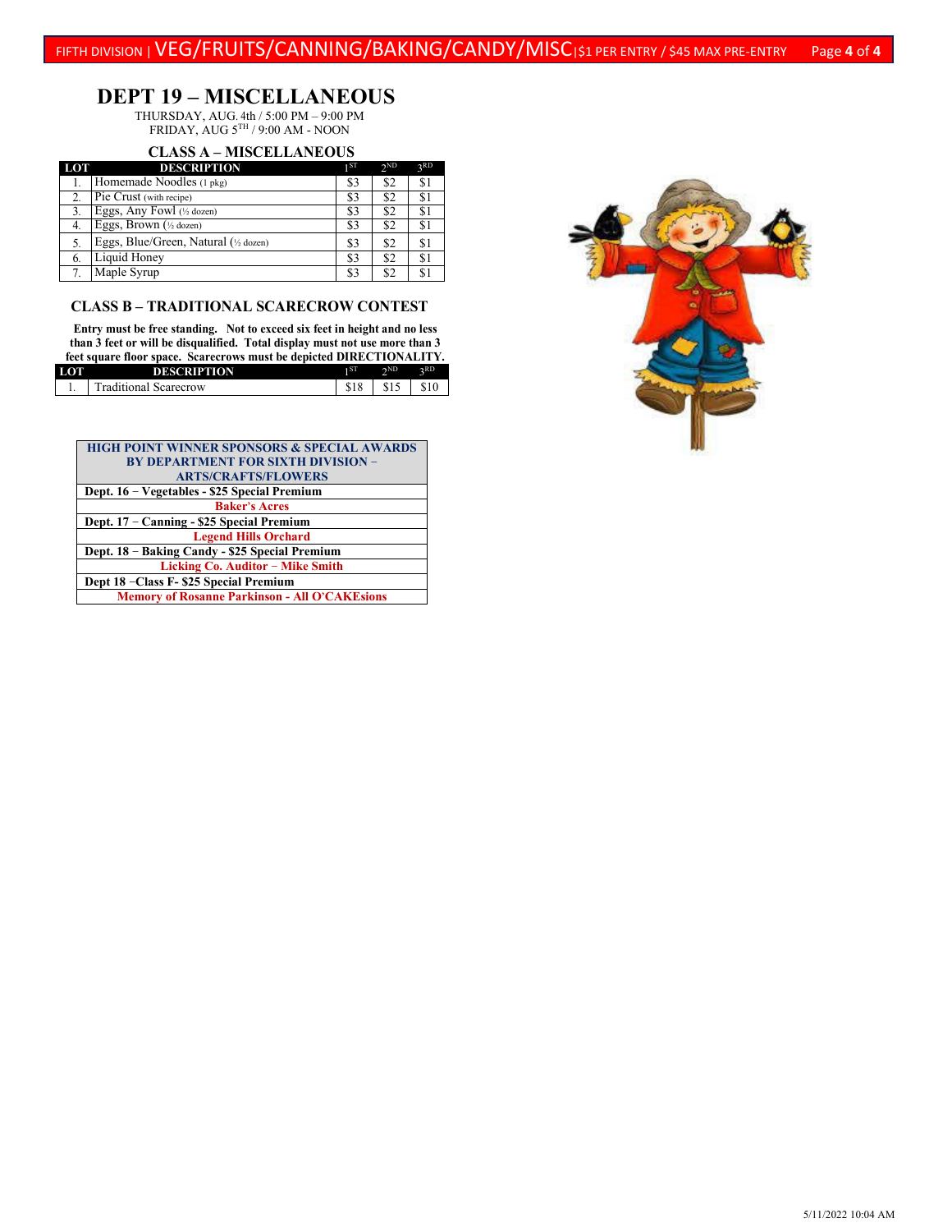# DEPT 19 – MISCELLANEOUS

THURSDAY, AUG. 4th / 5:00 PM – 9:00 PM
FRIDAY, AUG 5TH / 9:00 AM - NOON

## CLASS A – MISCELLANEOUS

| LOT | DESCRIPTION | 1ST | 2ND | 3RD |
|---|---|---|---|---|
| 1. | Homemade Noodles (1 pkg) | $3 | $2 | $1 |
| 2. | Pie Crust (with recipe) | $3 | $2 | $1 |
| 3. | Eggs, Any Fowl (½ dozen) | $3 | $2 | $1 |
| 4. | Eggs, Brown (½ dozen) | $3 | $2 | $1 |
| 5. | Eggs, Blue/Green, Natural (½ dozen) | $3 | $2 | $1 |
| 6. | Liquid Honey | $3 | $2 | $1 |
| 7. | Maple Syrup | $3 | $2 | $1 |

## CLASS B – TRADITIONAL SCARECROW CONTEST

**Entry must be free standing. Not to exceed six feet in height and no less than 3 feet or will be disqualified. Total display must not use more than 3 feet square floor space. Scarecrows must be depicted DIRECTIONALITY.**

| LOT | DESCRIPTION | 1ST | 2ND | 3RD |
|---|---|---|---|---|
| 1. | Traditional Scarecrow | $18 | $15 | $10 |

| HIGH POINT WINNER SPONSORS & SPECIAL AWARDS BY DEPARTMENT FOR SIXTH DIVISION – ARTS/CRAFTS/FLOWERS |
|---|
| **Dept. 16 – Vegetables - $25 Special Premium** |
| **Baker's Acres** |
| **Dept. 17 – Canning - $25 Special Premium** |
| **Legend Hills Orchard** |
| **Dept. 18 – Baking Candy - $25 Special Premium** |
| **Licking Co. Auditor – Mike Smith** |
| **Dept 18 –Class F- $25 Special Premium** |
| **Memory of Rosanne Parkinson - All O'CAKEsions** |